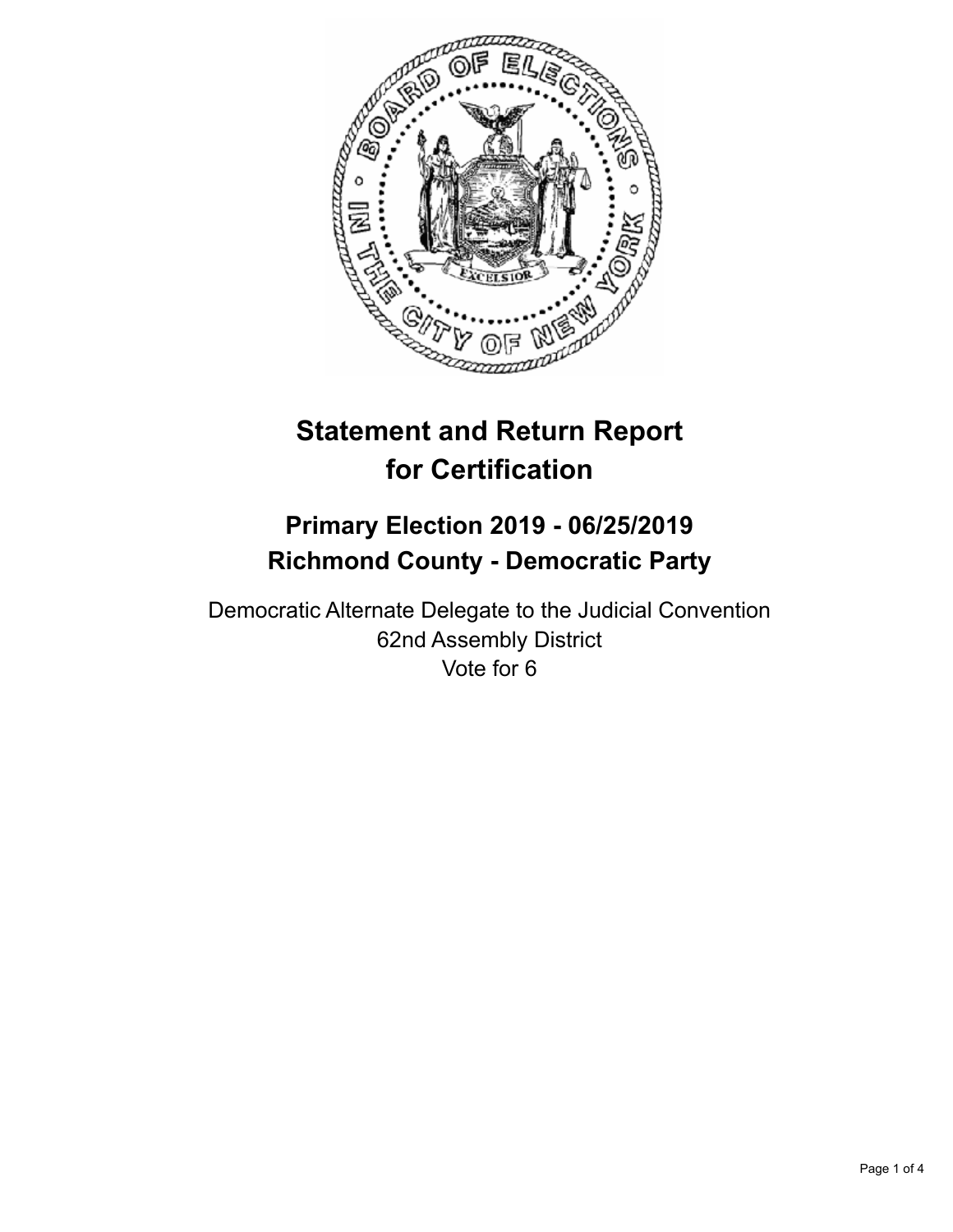# Statement and Return Report for Certification

## Primary Election 2019 - 06/25/2019
## Richmond County - Democratic Party

Democratic Alternate Delegate to the Judicial Convention
62nd Assembly District
Vote for 6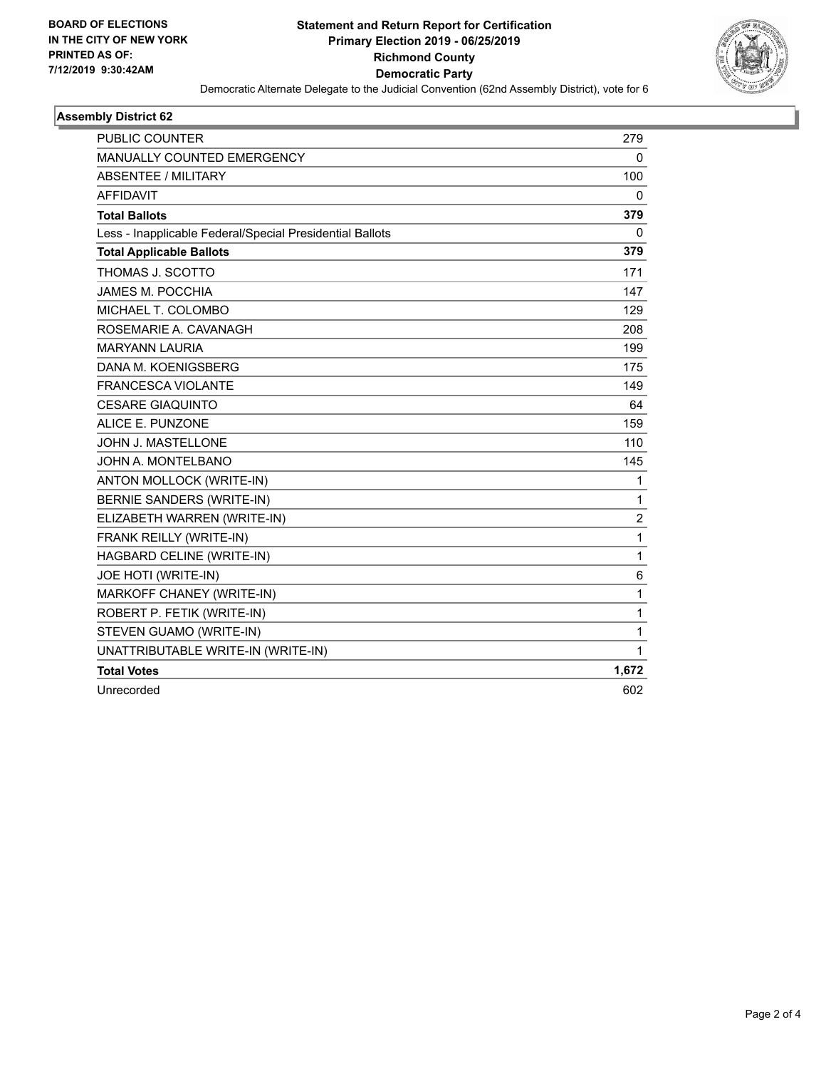BOARD OF ELECTIONS
IN THE CITY OF NEW YORK
PRINTED AS OF:
7/12/2019 9:30:42AM

**Statement and Return Report for Certification**
**Primary Election 2019 - 06/25/2019**
**Richmond County**
**Democratic Party**

Democratic Alternate Delegate to the Judicial Convention (62nd Assembly District), vote for 6

### Assembly District 62

| | |
|---|---|
| PUBLIC COUNTER | 279 |
| MANUALLY COUNTED EMERGENCY | 0 |
| ABSENTEE / MILITARY | 100 |
| AFFIDAVIT | 0 |
| **Total Ballots** | **379** |
| Less - Inapplicable Federal/Special Presidential Ballots | 0 |
| **Total Applicable Ballots** | **379** |
| THOMAS J. SCOTTO | 171 |
| JAMES M. POCCHIA | 147 |
| MICHAEL T. COLOMBO | 129 |
| ROSEMARIE A. CAVANAGH | 208 |
| MARYANN LAURIA | 199 |
| DANA M. KOENIGSBERG | 175 |
| FRANCESCA VIOLANTE | 149 |
| CESARE GIAQUINTO | 64 |
| ALICE E. PUNZONE | 159 |
| JOHN J. MASTELLONE | 110 |
| JOHN A. MONTELBANO | 145 |
| ANTON MOLLOCK (WRITE-IN) | 1 |
| BERNIE SANDERS (WRITE-IN) | 1 |
| ELIZABETH WARREN (WRITE-IN) | 2 |
| FRANK REILLY (WRITE-IN) | 1 |
| HAGBARD CELINE (WRITE-IN) | 1 |
| JOE HOTI (WRITE-IN) | 6 |
| MARKOFF CHANEY (WRITE-IN) | 1 |
| ROBERT P. FETIK (WRITE-IN) | 1 |
| STEVEN GUAMO (WRITE-IN) | 1 |
| UNATTRIBUTABLE WRITE-IN (WRITE-IN) | 1 |
| **Total Votes** | **1,672** |
| Unrecorded | 602 |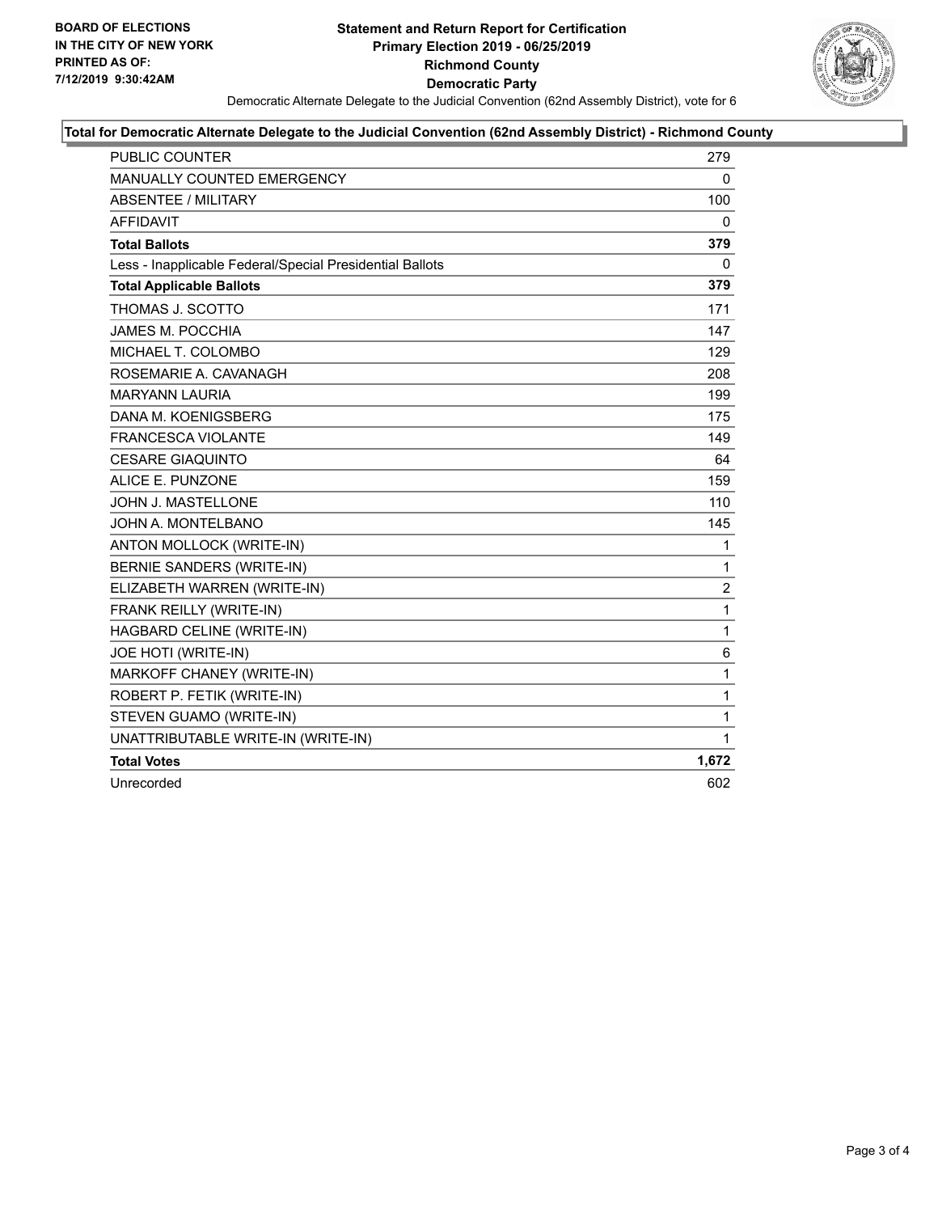**BOARD OF ELECTIONS IN THE CITY OF NEW YORK PRINTED AS OF: 7/12/2019 9:30:42AM**

# Statement and Return Report for Certification
## Primary Election 2019 - 06/25/2019
## Richmond County
## Democratic Party

Democratic Alternate Delegate to the Judicial Convention (62nd Assembly District), vote for 6

### Total for Democratic Alternate Delegate to the Judicial Convention (62nd Assembly District) - Richmond County

| | |
|---|---|
| PUBLIC COUNTER | 279 |
| MANUALLY COUNTED EMERGENCY | 0 |
| ABSENTEE / MILITARY | 100 |
| AFFIDAVIT | 0 |
| **Total Ballots** | **379** |
| Less - Inapplicable Federal/Special Presidential Ballots | 0 |
| **Total Applicable Ballots** | **379** |
| THOMAS J. SCOTTO | 171 |
| JAMES M. POCCHIA | 147 |
| MICHAEL T. COLOMBO | 129 |
| ROSEMARIE A. CAVANAGH | 208 |
| MARYANN LAURIA | 199 |
| DANA M. KOENIGSBERG | 175 |
| FRANCESCA VIOLANTE | 149 |
| CESARE GIAQUINTO | 64 |
| ALICE E. PUNZONE | 159 |
| JOHN J. MASTELLONE | 110 |
| JOHN A. MONTELBANO | 145 |
| ANTON MOLLOCK (WRITE-IN) | 1 |
| BERNIE SANDERS (WRITE-IN) | 1 |
| ELIZABETH WARREN (WRITE-IN) | 2 |
| FRANK REILLY (WRITE-IN) | 1 |
| HAGBARD CELINE (WRITE-IN) | 1 |
| JOE HOTI (WRITE-IN) | 6 |
| MARKOFF CHANEY (WRITE-IN) | 1 |
| ROBERT P. FETIK (WRITE-IN) | 1 |
| STEVEN GUAMO (WRITE-IN) | 1 |
| UNATTRIBUTABLE WRITE-IN (WRITE-IN) | 1 |
| **Total Votes** | **1,672** |
| Unrecorded | 602 |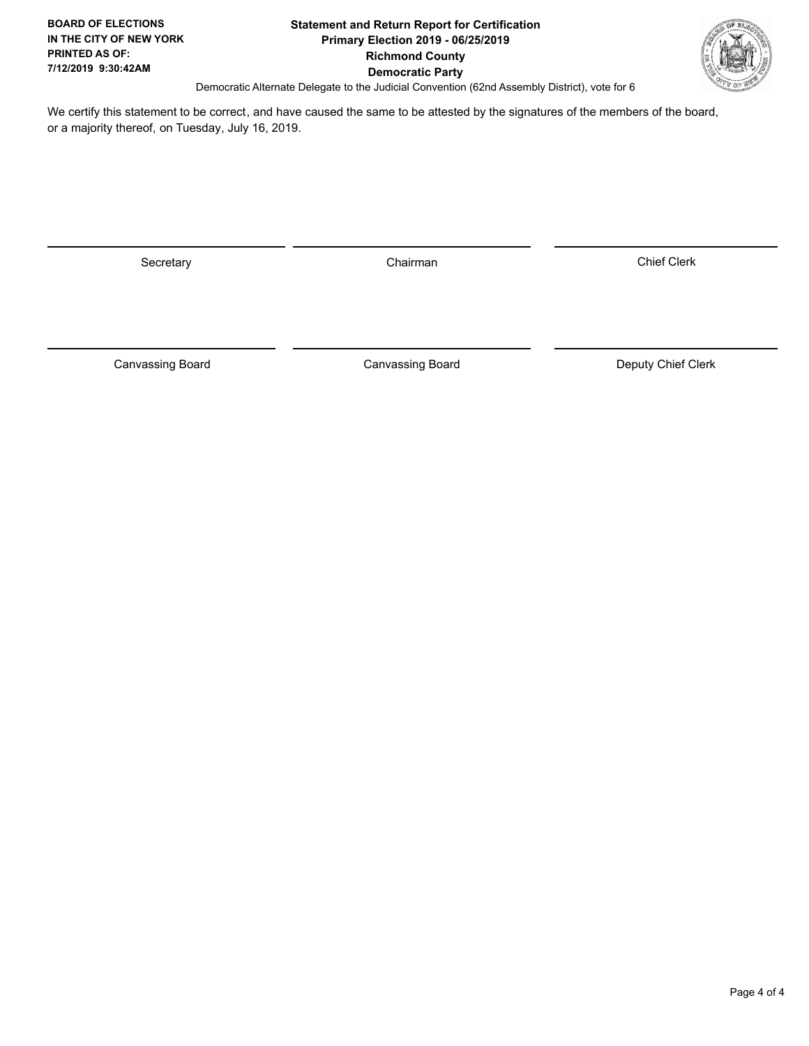**BOARD OF ELECTIONS**
**IN THE CITY OF NEW YORK**
**PRINTED AS OF:**
**7/12/2019 9:30:42AM**

**Statement and Return Report for Certification**
**Primary Election 2019 - 06/25/2019**
**Richmond County**
**Democratic Party**

Democratic Alternate Delegate to the Judicial Convention (62nd Assembly District), vote for 6

We certify this statement to be correct, and have caused the same to be attested by the signatures of the members of the board, or a majority thereof, on Tuesday, July 16, 2019.

| | | |
|---|---|---|
| Secretary | Chairman | Chief Clerk |
| Canvassing Board | Canvassing Board | Deputy Chief Clerk |